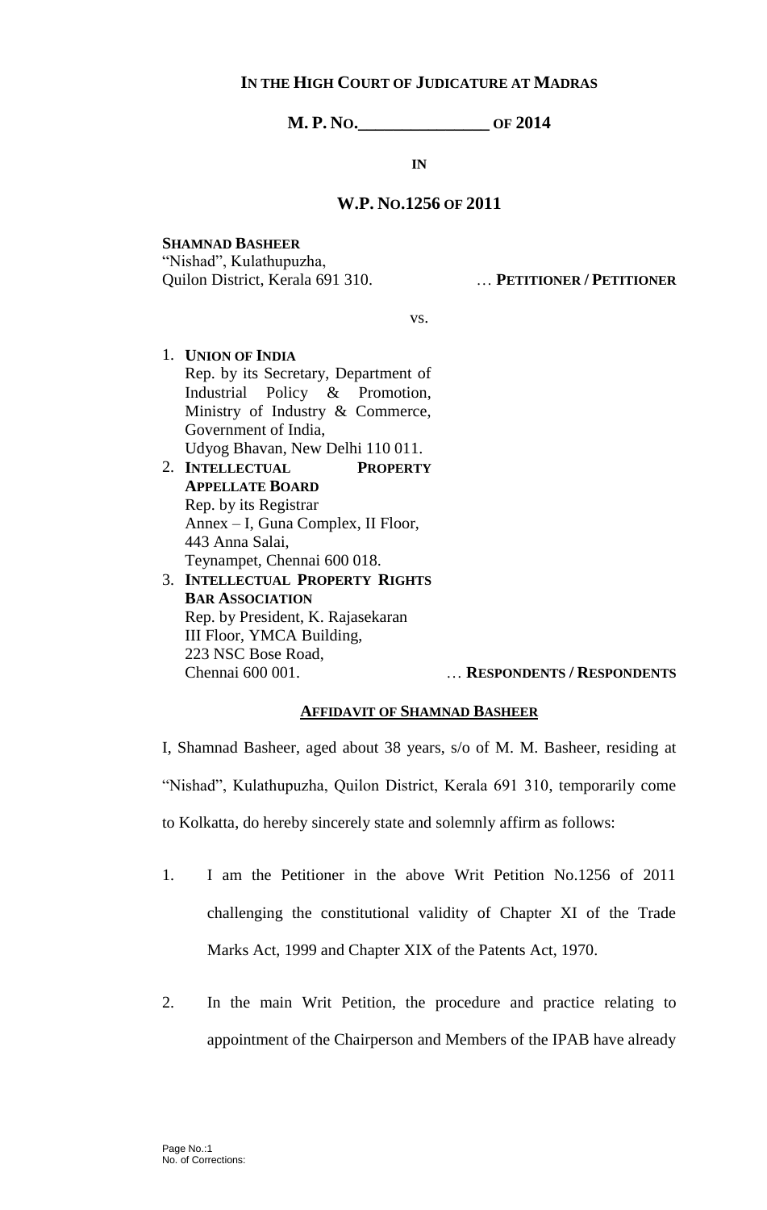**IN THE HIGH COURT OF JUDICATURE AT MADRAS**

**M. P. NO.\_\_\_\_\_\_\_\_\_\_\_\_\_\_\_ OF 2014**

**IN**

**W.P. NO.1256 OF 2011**

**SHAMNAD BASHEER**
"Nishad", Kulathupuzha,
Quilon District, Kerala 691 310. … **PETITIONER / PETITIONER**

vs.

1. **UNION OF INDIA**
   Rep. by its Secretary, Department of Industrial Policy & Promotion, Ministry of Industry & Commerce, Government of India,
   Udyog Bhavan, New Delhi 110 011.
2. **INTELLECTUAL PROPERTY APPELLATE BOARD**
   Rep. by its Registrar
   Annex – I, Guna Complex, II Floor,
   443 Anna Salai,
   Teynampet, Chennai 600 018.
3. **INTELLECTUAL PROPERTY RIGHTS BAR ASSOCIATION**
   Rep. by President, K. Rajasekaran
   III Floor, YMCA Building,
   223 NSC Bose Road,
   Chennai 600 001. … **RESPONDENTS / RESPONDENTS**

**AFFIDAVIT OF SHAMNAD BASHEER**

I, Shamnad Basheer, aged about 38 years, s/o of M. M. Basheer, residing at "Nishad", Kulathupuzha, Quilon District, Kerala 691 310, temporarily come to Kolkatta, do hereby sincerely state and solemnly affirm as follows:

1. I am the Petitioner in the above Writ Petition No.1256 of 2011 challenging the constitutional validity of Chapter XI of the Trade Marks Act, 1999 and Chapter XIX of the Patents Act, 1970.

2. In the main Writ Petition, the procedure and practice relating to appointment of the Chairperson and Members of the IPAB have already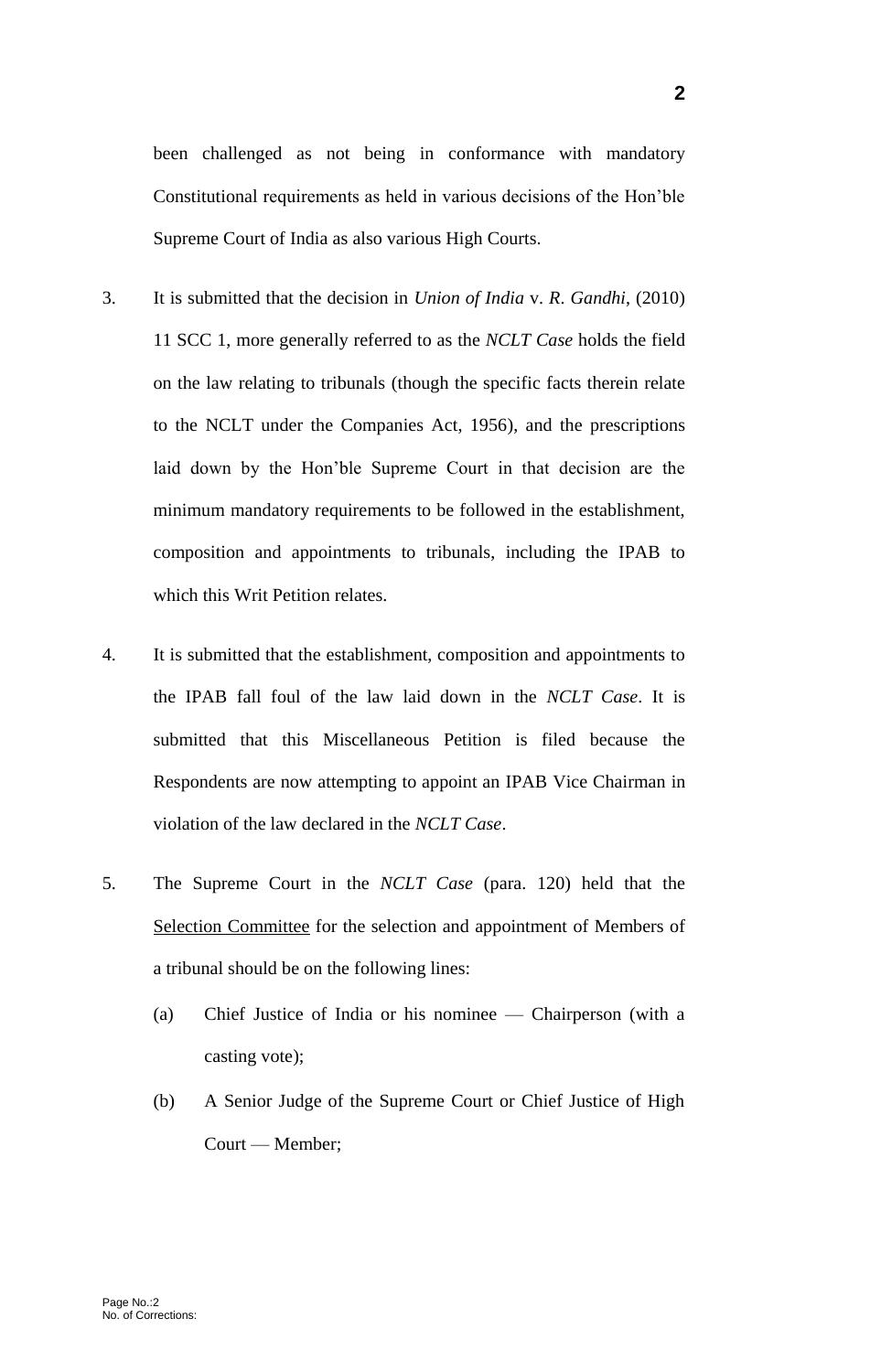been challenged as not being in conformance with mandatory Constitutional requirements as held in various decisions of the Hon'ble Supreme Court of India as also various High Courts.

3. It is submitted that the decision in *Union of India* v. *R. Gandhi*, (2010) 11 SCC 1, more generally referred to as the *NCLT Case* holds the field on the law relating to tribunals (though the specific facts therein relate to the NCLT under the Companies Act, 1956), and the prescriptions laid down by the Hon'ble Supreme Court in that decision are the minimum mandatory requirements to be followed in the establishment, composition and appointments to tribunals, including the IPAB to which this Writ Petition relates.

4. It is submitted that the establishment, composition and appointments to the IPAB fall foul of the law laid down in the *NCLT Case*. It is submitted that this Miscellaneous Petition is filed because the Respondents are now attempting to appoint an IPAB Vice Chairman in violation of the law declared in the *NCLT Case*.

5. The Supreme Court in the *NCLT Case* (para. 120) held that the <u>Selection Committee</u> for the selection and appointment of Members of a tribunal should be on the following lines:

   (a) Chief Justice of India or his nominee — Chairperson (with a casting vote);

   (b) A Senior Judge of the Supreme Court or Chief Justice of High Court — Member;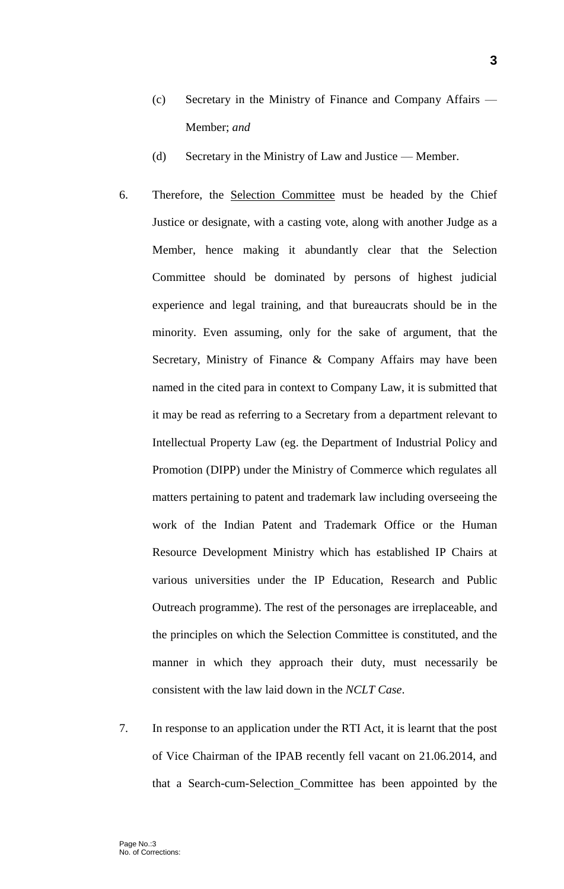(c) Secretary in the Ministry of Finance and Company Affairs — Member; *and*

(d) Secretary in the Ministry of Law and Justice — Member.

6. Therefore, the <u>Selection Committee</u> must be headed by the Chief Justice or designate, with a casting vote, along with another Judge as a Member, hence making it abundantly clear that the Selection Committee should be dominated by persons of highest judicial experience and legal training, and that bureaucrats should be in the minority. Even assuming, only for the sake of argument, that the Secretary, Ministry of Finance & Company Affairs may have been named in the cited para in context to Company Law, it is submitted that it may be read as referring to a Secretary from a department relevant to Intellectual Property Law (eg. the Department of Industrial Policy and Promotion (DIPP) under the Ministry of Commerce which regulates all matters pertaining to patent and trademark law including overseeing the work of the Indian Patent and Trademark Office or the Human Resource Development Ministry which has established IP Chairs at various universities under the IP Education, Research and Public Outreach programme). The rest of the personages are irreplaceable, and the principles on which the Selection Committee is constituted, and the manner in which they approach their duty, must necessarily be consistent with the law laid down in the *NCLT Case*.

7. In response to an application under the RTI Act, it is learnt that the post of Vice Chairman of the IPAB recently fell vacant on 21.06.2014, and that a Search-cum-Selection Committee has been appointed by the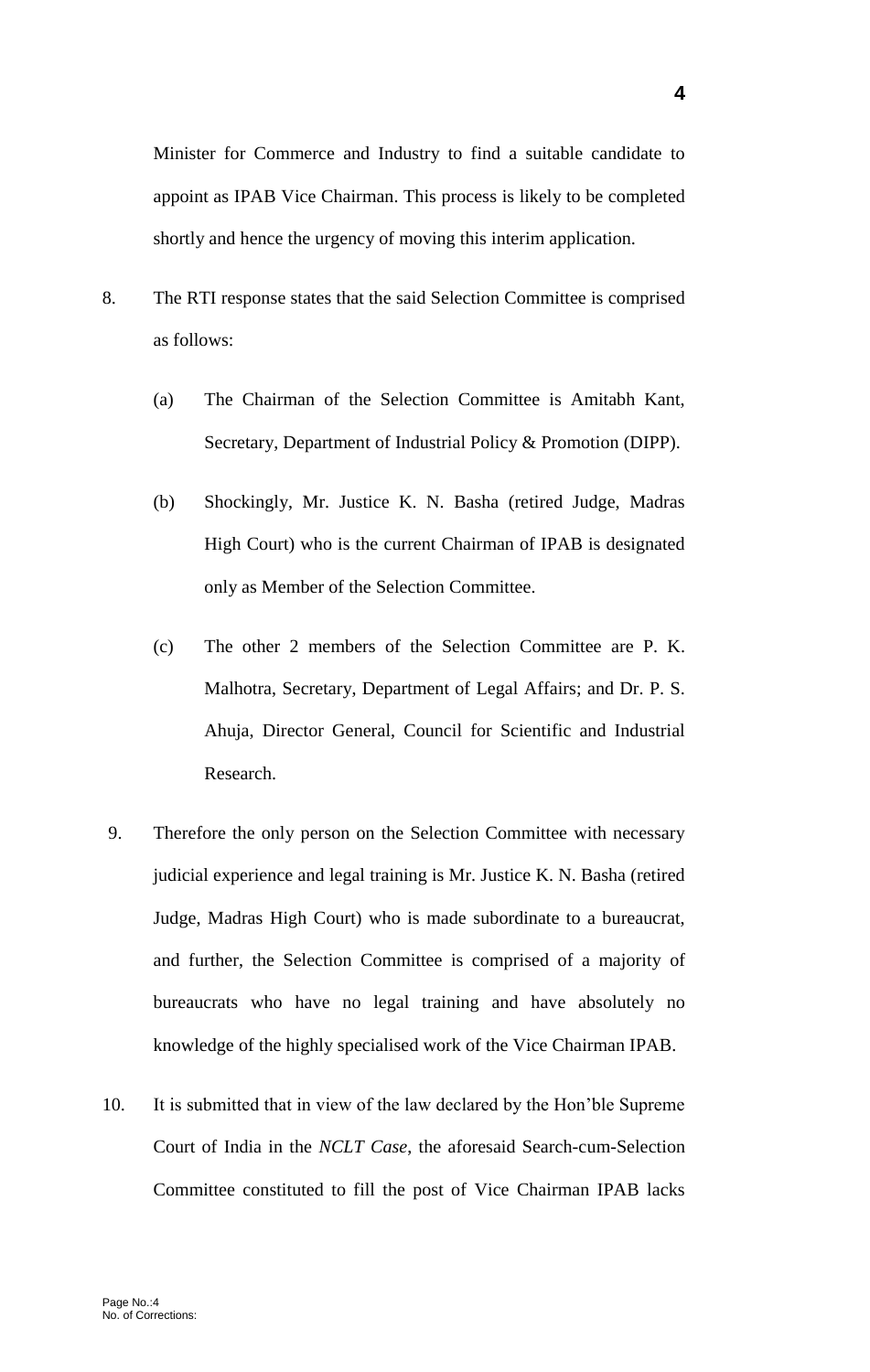Minister for Commerce and Industry to find a suitable candidate to appoint as IPAB Vice Chairman. This process is likely to be completed shortly and hence the urgency of moving this interim application.

8. The RTI response states that the said Selection Committee is comprised as follows:

   (a) The Chairman of the Selection Committee is Amitabh Kant, Secretary, Department of Industrial Policy & Promotion (DIPP).

   (b) Shockingly, Mr. Justice K. N. Basha (retired Judge, Madras High Court) who is the current Chairman of IPAB is designated only as Member of the Selection Committee.

   (c) The other 2 members of the Selection Committee are P. K. Malhotra, Secretary, Department of Legal Affairs; and Dr. P. S. Ahuja, Director General, Council for Scientific and Industrial Research.

9. Therefore the only person on the Selection Committee with necessary judicial experience and legal training is Mr. Justice K. N. Basha (retired Judge, Madras High Court) who is made subordinate to a bureaucrat, and further, the Selection Committee is comprised of a majority of bureaucrats who have no legal training and have absolutely no knowledge of the highly specialised work of the Vice Chairman IPAB.

10. It is submitted that in view of the law declared by the Hon'ble Supreme Court of India in the *NCLT Case*, the aforesaid Search-cum-Selection Committee constituted to fill the post of Vice Chairman IPAB lacks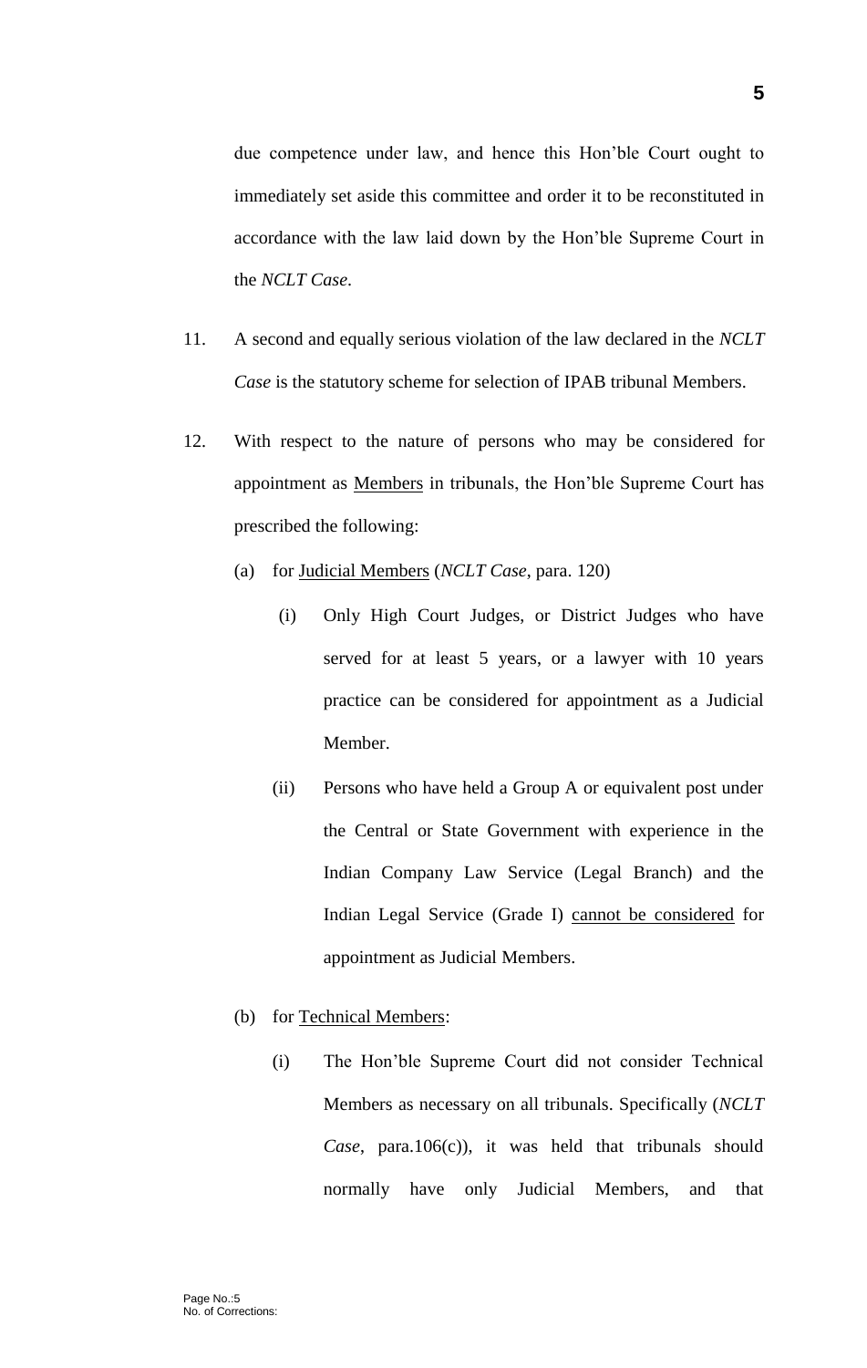due competence under law, and hence this Hon'ble Court ought to immediately set aside this committee and order it to be reconstituted in accordance with the law laid down by the Hon'ble Supreme Court in the *NCLT Case*.

11. A second and equally serious violation of the law declared in the *NCLT Case* is the statutory scheme for selection of IPAB tribunal Members.

12. With respect to the nature of persons who may be considered for appointment as <u>Members</u> in tribunals, the Hon'ble Supreme Court has prescribed the following:

    (a) for <u>Judicial Members</u> (*NCLT Case*, para. 120)

        (i) Only High Court Judges, or District Judges who have served for at least 5 years, or a lawyer with 10 years practice can be considered for appointment as a Judicial Member.

        (ii) Persons who have held a Group A or equivalent post under the Central or State Government with experience in the Indian Company Law Service (Legal Branch) and the Indian Legal Service (Grade I) <u>cannot be considered</u> for appointment as Judicial Members.

    (b) for <u>Technical Members</u>:

        (i) The Hon'ble Supreme Court did not consider Technical Members as necessary on all tribunals. Specifically (*NCLT Case*, para.106(c)), it was held that tribunals should normally have only Judicial Members, and that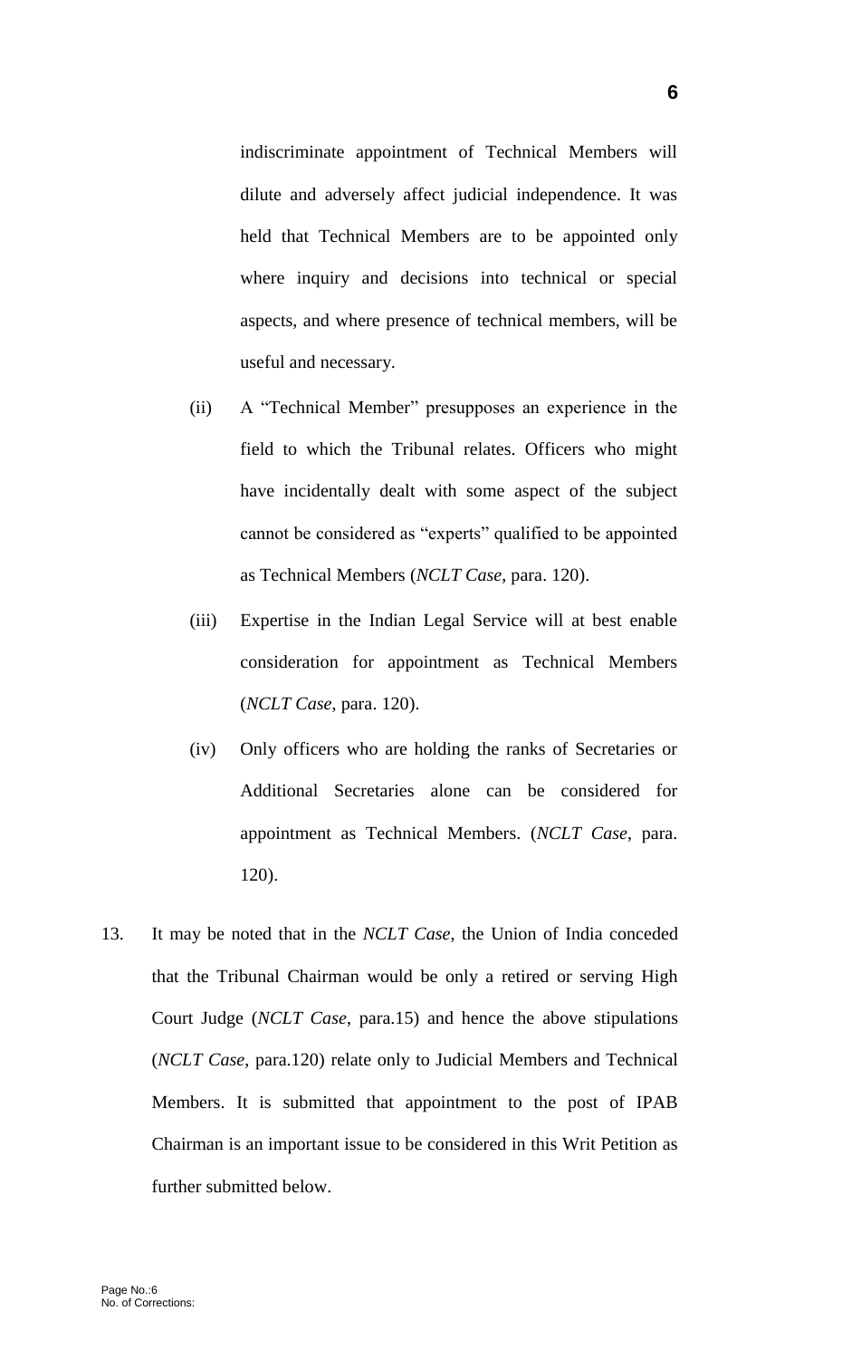indiscriminate appointment of Technical Members will dilute and adversely affect judicial independence. It was held that Technical Members are to be appointed only where inquiry and decisions into technical or special aspects, and where presence of technical members, will be useful and necessary.

(ii) A "Technical Member" presupposes an experience in the field to which the Tribunal relates. Officers who might have incidentally dealt with some aspect of the subject cannot be considered as "experts" qualified to be appointed as Technical Members (*NCLT Case*, para. 120).

(iii) Expertise in the Indian Legal Service will at best enable consideration for appointment as Technical Members (*NCLT Case*, para. 120).

(iv) Only officers who are holding the ranks of Secretaries or Additional Secretaries alone can be considered for appointment as Technical Members. (*NCLT Case*, para. 120).

13. It may be noted that in the *NCLT Case*, the Union of India conceded that the Tribunal Chairman would be only a retired or serving High Court Judge (*NCLT Case*, para.15) and hence the above stipulations (*NCLT Case*, para.120) relate only to Judicial Members and Technical Members. It is submitted that appointment to the post of IPAB Chairman is an important issue to be considered in this Writ Petition as further submitted below.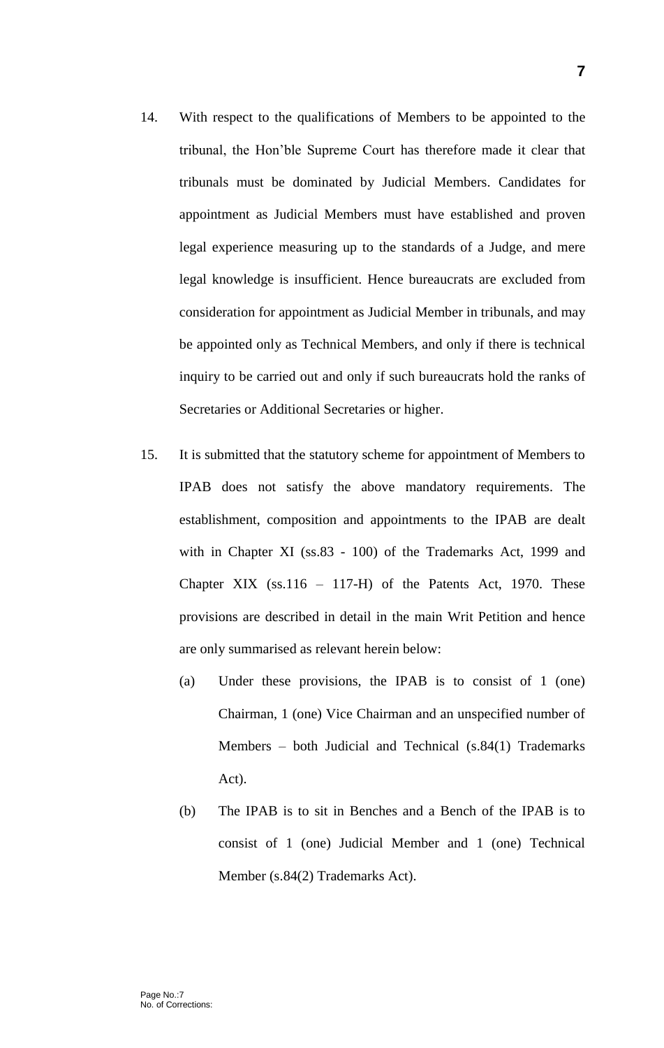14. With respect to the qualifications of Members to be appointed to the tribunal, the Hon'ble Supreme Court has therefore made it clear that tribunals must be dominated by Judicial Members. Candidates for appointment as Judicial Members must have established and proven legal experience measuring up to the standards of a Judge, and mere legal knowledge is insufficient. Hence bureaucrats are excluded from consideration for appointment as Judicial Member in tribunals, and may be appointed only as Technical Members, and only if there is technical inquiry to be carried out and only if such bureaucrats hold the ranks of Secretaries or Additional Secretaries or higher.

15. It is submitted that the statutory scheme for appointment of Members to IPAB does not satisfy the above mandatory requirements. The establishment, composition and appointments to the IPAB are dealt with in Chapter XI (ss.83 - 100) of the Trademarks Act, 1999 and Chapter XIX (ss.116 – 117-H) of the Patents Act, 1970. These provisions are described in detail in the main Writ Petition and hence are only summarised as relevant herein below:

    (a) Under these provisions, the IPAB is to consist of 1 (one) Chairman, 1 (one) Vice Chairman and an unspecified number of Members – both Judicial and Technical (s.84(1) Trademarks Act).

    (b) The IPAB is to sit in Benches and a Bench of the IPAB is to consist of 1 (one) Judicial Member and 1 (one) Technical Member (s.84(2) Trademarks Act).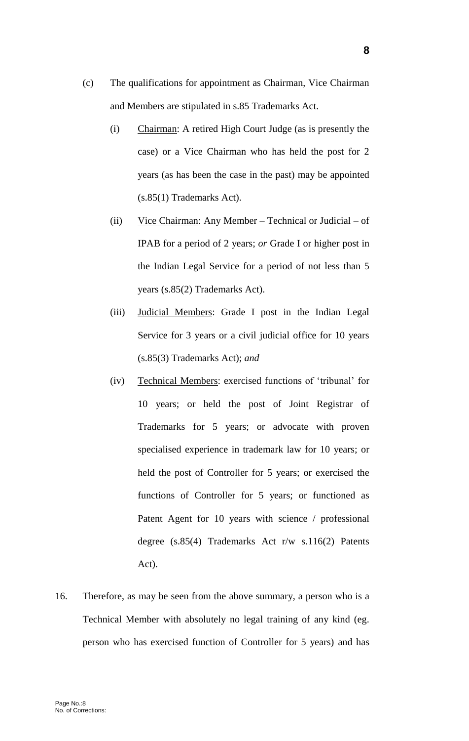(c) The qualifications for appointment as Chairman, Vice Chairman and Members are stipulated in s.85 Trademarks Act.

   (i) <u>Chairman</u>: A retired High Court Judge (as is presently the case) or a Vice Chairman who has held the post for 2 years (as has been the case in the past) may be appointed (s.85(1) Trademarks Act).

   (ii) <u>Vice Chairman</u>: Any Member – Technical or Judicial – of IPAB for a period of 2 years; *or* Grade I or higher post in the Indian Legal Service for a period of not less than 5 years (s.85(2) Trademarks Act).

   (iii) <u>Judicial Members</u>: Grade I post in the Indian Legal Service for 3 years or a civil judicial office for 10 years (s.85(3) Trademarks Act); *and*

   (iv) <u>Technical Members</u>: exercised functions of 'tribunal' for 10 years; or held the post of Joint Registrar of Trademarks for 5 years; or advocate with proven specialised experience in trademark law for 10 years; or held the post of Controller for 5 years; or exercised the functions of Controller for 5 years; or functioned as Patent Agent for 10 years with science / professional degree (s.85(4) Trademarks Act r/w s.116(2) Patents Act).

16. Therefore, as may be seen from the above summary, a person who is a Technical Member with absolutely no legal training of any kind (eg. person who has exercised function of Controller for 5 years) and has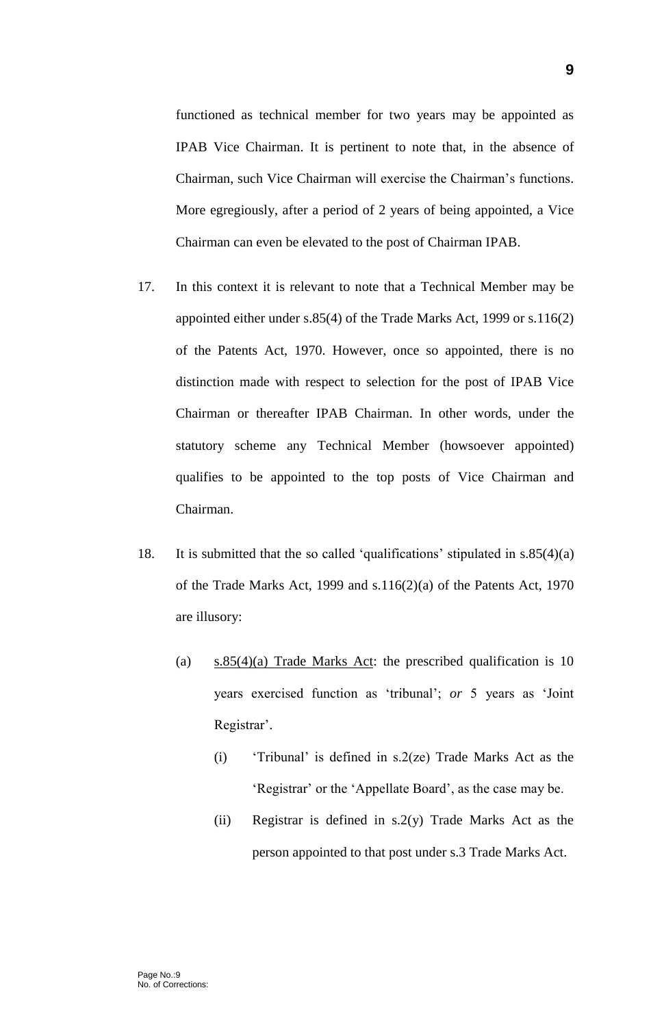functioned as technical member for two years may be appointed as IPAB Vice Chairman. It is pertinent to note that, in the absence of Chairman, such Vice Chairman will exercise the Chairman's functions. More egregiously, after a period of 2 years of being appointed, a Vice Chairman can even be elevated to the post of Chairman IPAB.

17. In this context it is relevant to note that a Technical Member may be appointed either under s.85(4) of the Trade Marks Act, 1999 or s.116(2) of the Patents Act, 1970. However, once so appointed, there is no distinction made with respect to selection for the post of IPAB Vice Chairman or thereafter IPAB Chairman. In other words, under the statutory scheme any Technical Member (howsoever appointed) qualifies to be appointed to the top posts of Vice Chairman and Chairman.

18. It is submitted that the so called 'qualifications' stipulated in s.85(4)(a) of the Trade Marks Act, 1999 and s.116(2)(a) of the Patents Act, 1970 are illusory:

    (a) <u>s.85(4)(a) Trade Marks Act</u>: the prescribed qualification is 10 years exercised function as 'tribunal'; *or* 5 years as 'Joint Registrar'.

        (i) 'Tribunal' is defined in s.2(ze) Trade Marks Act as the 'Registrar' or the 'Appellate Board', as the case may be.

        (ii) Registrar is defined in s.2(y) Trade Marks Act as the person appointed to that post under s.3 Trade Marks Act.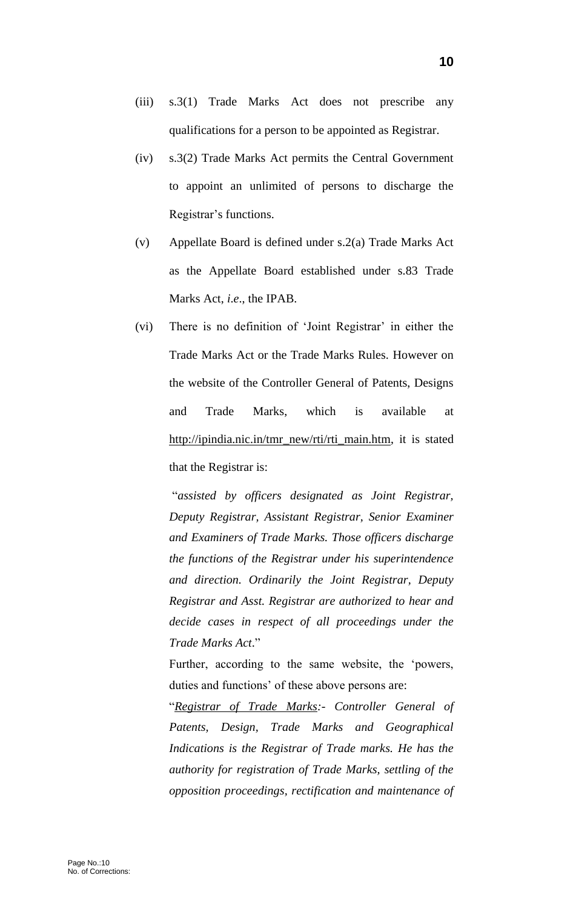(iii) s.3(1) Trade Marks Act does not prescribe any qualifications for a person to be appointed as Registrar.

(iv) s.3(2) Trade Marks Act permits the Central Government to appoint an unlimited of persons to discharge the Registrar's functions.

(v) Appellate Board is defined under s.2(a) Trade Marks Act as the Appellate Board established under s.83 Trade Marks Act, *i.e*., the IPAB.

(vi) There is no definition of 'Joint Registrar' in either the Trade Marks Act or the Trade Marks Rules. However on the website of the Controller General of Patents, Designs and Trade Marks, which is available at http://ipindia.nic.in/tmr_new/rti/rti_main.htm, it is stated that the Registrar is:

"*assisted by officers designated as Joint Registrar, Deputy Registrar, Assistant Registrar, Senior Examiner and Examiners of Trade Marks. Those officers discharge the functions of the Registrar under his superintendence and direction. Ordinarily the Joint Registrar, Deputy Registrar and Asst. Registrar are authorized to hear and decide cases in respect of all proceedings under the Trade Marks Act*."

Further, according to the same website, the 'powers, duties and functions' of these above persons are:

"*Registrar of Trade Marks:- Controller General of Patents, Design, Trade Marks and Geographical Indications is the Registrar of Trade marks. He has the authority for registration of Trade Marks, settling of the opposition proceedings, rectification and maintenance of*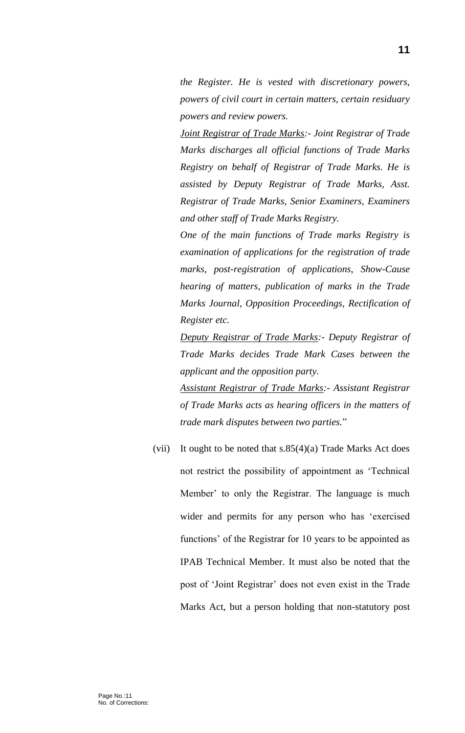*the Register. He is vested with discretionary powers, powers of civil court in certain matters, certain residuary powers and review powers.*

*<u>Joint Registrar of Trade Marks</u>:- Joint Registrar of Trade Marks discharges all official functions of Trade Marks Registry on behalf of Registrar of Trade Marks. He is assisted by Deputy Registrar of Trade Marks, Asst. Registrar of Trade Marks, Senior Examiners, Examiners and other staff of Trade Marks Registry.*

*One of the main functions of Trade marks Registry is examination of applications for the registration of trade marks, post-registration of applications, Show-Cause hearing of matters, publication of marks in the Trade Marks Journal, Opposition Proceedings, Rectification of Register etc.*

*<u>Deputy Registrar of Trade Marks</u>:- Deputy Registrar of Trade Marks decides Trade Mark Cases between the applicant and the opposition party.*

*<u>Assistant Registrar of Trade Marks</u>:- Assistant Registrar of Trade Marks acts as hearing officers in the matters of trade mark disputes between two parties.*"

(vii) It ought to be noted that s.85(4)(a) Trade Marks Act does not restrict the possibility of appointment as 'Technical Member' to only the Registrar. The language is much wider and permits for any person who has 'exercised functions' of the Registrar for 10 years to be appointed as IPAB Technical Member. It must also be noted that the post of 'Joint Registrar' does not even exist in the Trade Marks Act, but a person holding that non-statutory post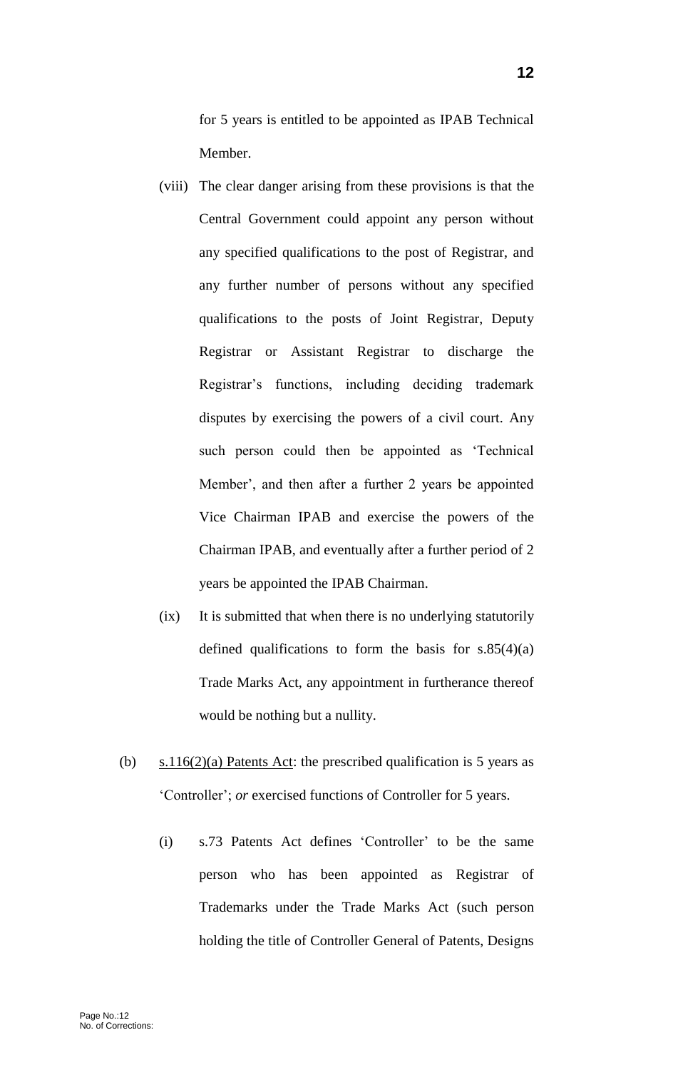for 5 years is entitled to be appointed as IPAB Technical Member.

(viii) The clear danger arising from these provisions is that the Central Government could appoint any person without any specified qualifications to the post of Registrar, and any further number of persons without any specified qualifications to the posts of Joint Registrar, Deputy Registrar or Assistant Registrar to discharge the Registrar's functions, including deciding trademark disputes by exercising the powers of a civil court. Any such person could then be appointed as 'Technical Member', and then after a further 2 years be appointed Vice Chairman IPAB and exercise the powers of the Chairman IPAB, and eventually after a further period of 2 years be appointed the IPAB Chairman.

(ix) It is submitted that when there is no underlying statutorily defined qualifications to form the basis for s.85(4)(a) Trade Marks Act, any appointment in furtherance thereof would be nothing but a nullity.

(b) <u>s.116(2)(a) Patents Act</u>: the prescribed qualification is 5 years as 'Controller'; *or* exercised functions of Controller for 5 years.

(i) s.73 Patents Act defines 'Controller' to be the same person who has been appointed as Registrar of Trademarks under the Trade Marks Act (such person holding the title of Controller General of Patents, Designs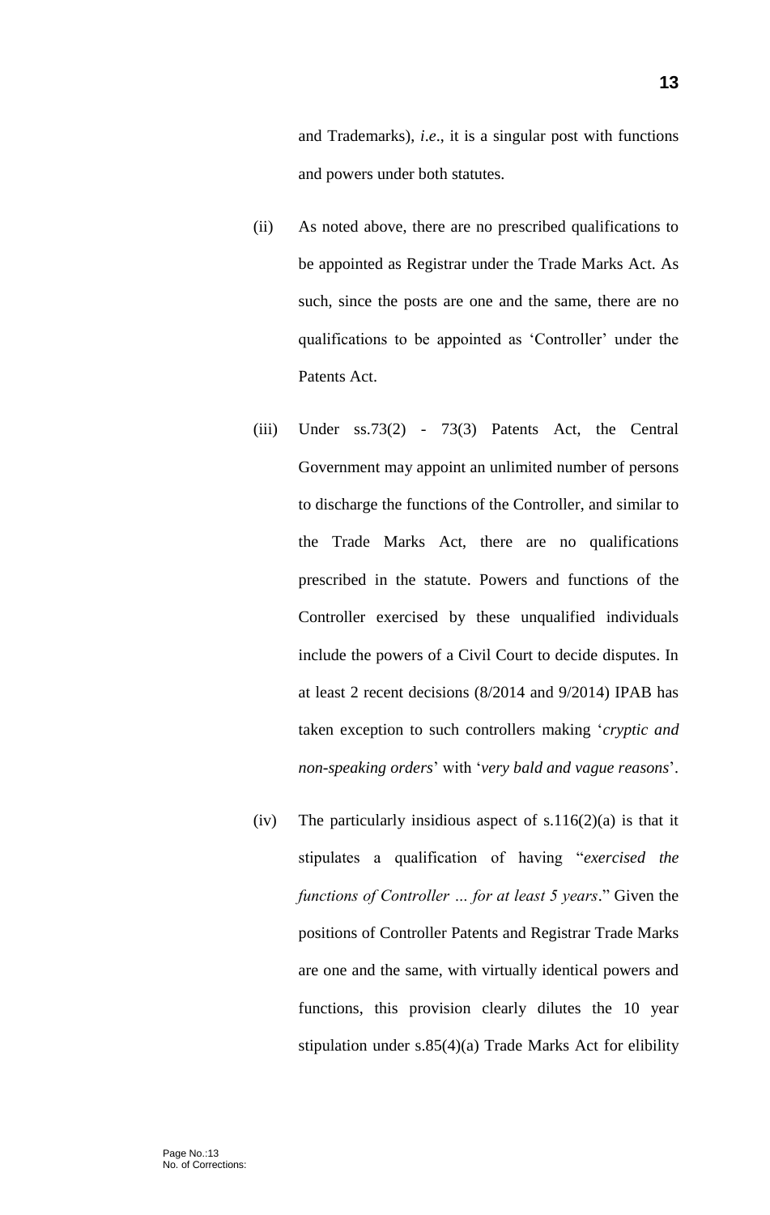and Trademarks), *i.e*., it is a singular post with functions and powers under both statutes.

(ii) As noted above, there are no prescribed qualifications to be appointed as Registrar under the Trade Marks Act. As such, since the posts are one and the same, there are no qualifications to be appointed as 'Controller' under the Patents Act.

(iii) Under ss.73(2) - 73(3) Patents Act, the Central Government may appoint an unlimited number of persons to discharge the functions of the Controller, and similar to the Trade Marks Act, there are no qualifications prescribed in the statute. Powers and functions of the Controller exercised by these unqualified individuals include the powers of a Civil Court to decide disputes. In at least 2 recent decisions (8/2014 and 9/2014) IPAB has taken exception to such controllers making '*cryptic and non-speaking orders*' with '*very bald and vague reasons*'.

(iv) The particularly insidious aspect of s.116(2)(a) is that it stipulates a qualification of having "*exercised the functions of Controller … for at least 5 years*." Given the positions of Controller Patents and Registrar Trade Marks are one and the same, with virtually identical powers and functions, this provision clearly dilutes the 10 year stipulation under s.85(4)(a) Trade Marks Act for elibility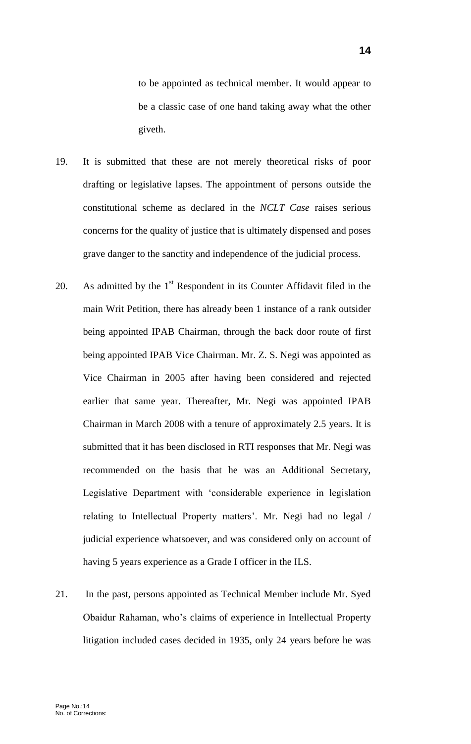to be appointed as technical member. It would appear to be a classic case of one hand taking away what the other giveth.

19. It is submitted that these are not merely theoretical risks of poor drafting or legislative lapses. The appointment of persons outside the constitutional scheme as declared in the *NCLT Case* raises serious concerns for the quality of justice that is ultimately dispensed and poses grave danger to the sanctity and independence of the judicial process.

20. As admitted by the 1st Respondent in its Counter Affidavit filed in the main Writ Petition, there has already been 1 instance of a rank outsider being appointed IPAB Chairman, through the back door route of first being appointed IPAB Vice Chairman. Mr. Z. S. Negi was appointed as Vice Chairman in 2005 after having been considered and rejected earlier that same year. Thereafter, Mr. Negi was appointed IPAB Chairman in March 2008 with a tenure of approximately 2.5 years. It is submitted that it has been disclosed in RTI responses that Mr. Negi was recommended on the basis that he was an Additional Secretary, Legislative Department with 'considerable experience in legislation relating to Intellectual Property matters'. Mr. Negi had no legal / judicial experience whatsoever, and was considered only on account of having 5 years experience as a Grade I officer in the ILS.

21. In the past, persons appointed as Technical Member include Mr. Syed Obaidur Rahaman, who's claims of experience in Intellectual Property litigation included cases decided in 1935, only 24 years before he was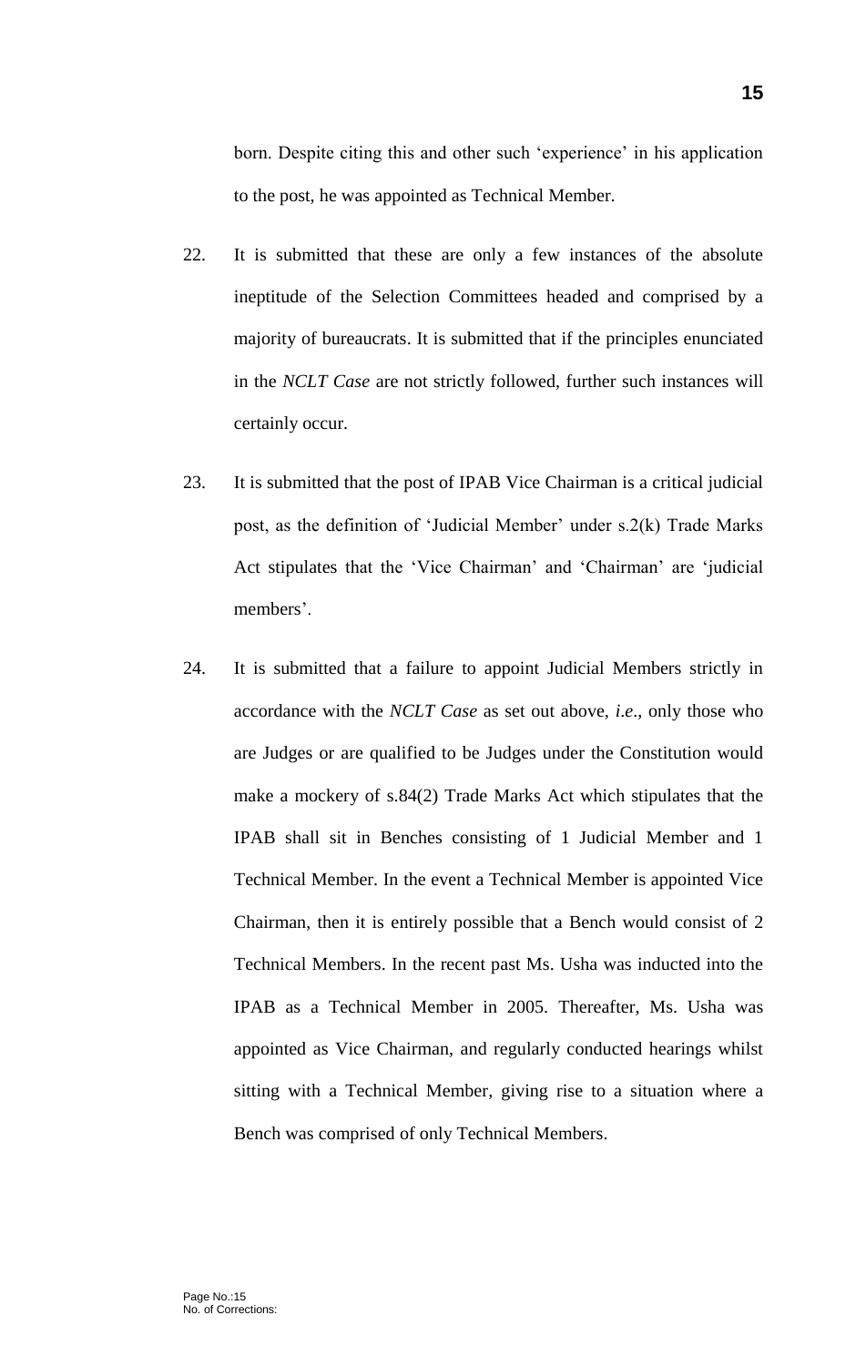born. Despite citing this and other such 'experience' in his application to the post, he was appointed as Technical Member.

22. It is submitted that these are only a few instances of the absolute ineptitude of the Selection Committees headed and comprised by a majority of bureaucrats. It is submitted that if the principles enunciated in the *NCLT Case* are not strictly followed, further such instances will certainly occur.

23. It is submitted that the post of IPAB Vice Chairman is a critical judicial post, as the definition of 'Judicial Member' under s.2(k) Trade Marks Act stipulates that the 'Vice Chairman' and 'Chairman' are 'judicial members'.

24. It is submitted that a failure to appoint Judicial Members strictly in accordance with the *NCLT Case* as set out above, *i.e*., only those who are Judges or are qualified to be Judges under the Constitution would make a mockery of s.84(2) Trade Marks Act which stipulates that the IPAB shall sit in Benches consisting of 1 Judicial Member and 1 Technical Member. In the event a Technical Member is appointed Vice Chairman, then it is entirely possible that a Bench would consist of 2 Technical Members. In the recent past Ms. Usha was inducted into the IPAB as a Technical Member in 2005. Thereafter, Ms. Usha was appointed as Vice Chairman, and regularly conducted hearings whilst sitting with a Technical Member, giving rise to a situation where a Bench was comprised of only Technical Members.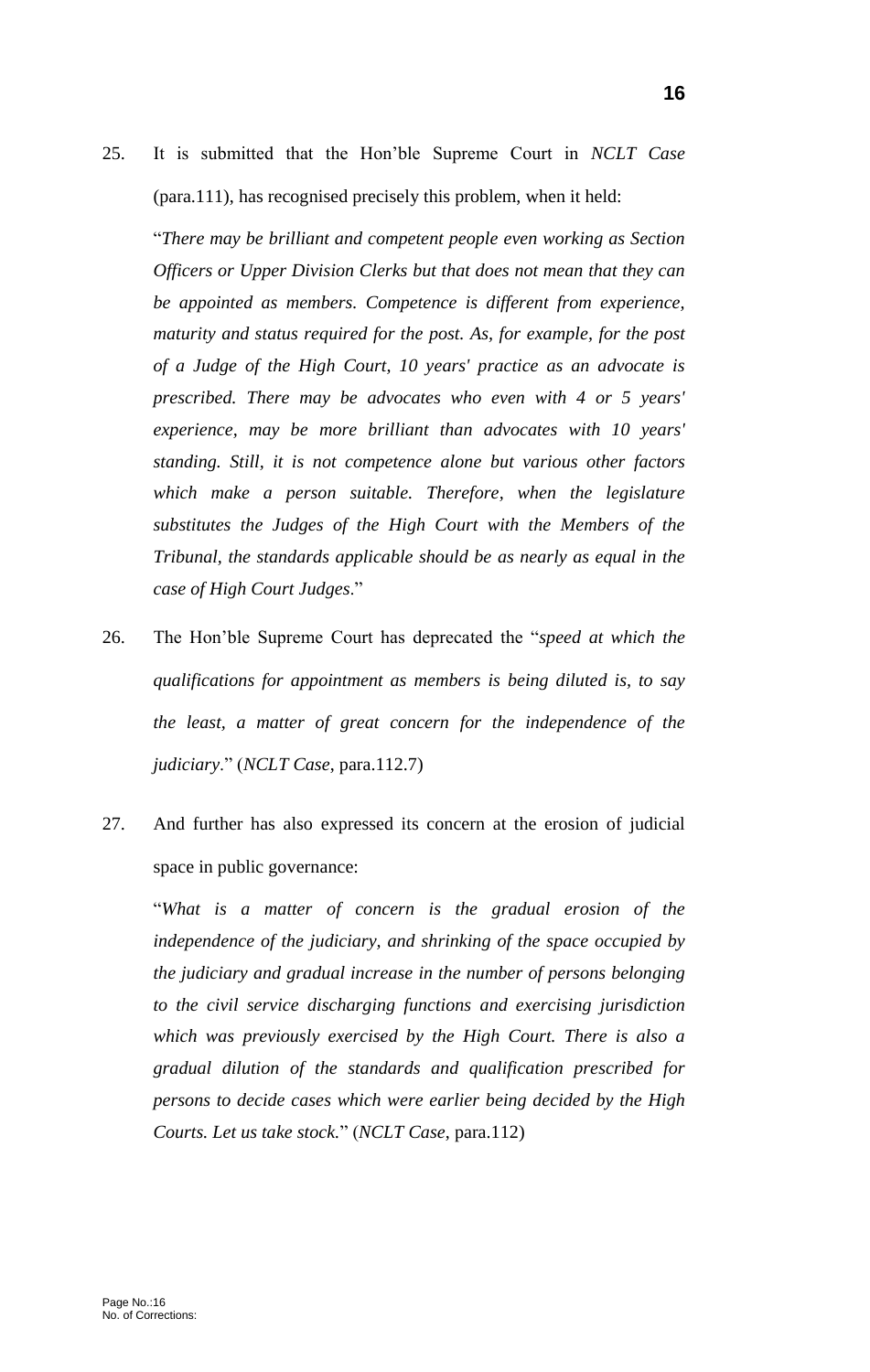25. It is submitted that the Hon'ble Supreme Court in *NCLT Case* (para.111), has recognised precisely this problem, when it held:

"*There may be brilliant and competent people even working as Section Officers or Upper Division Clerks but that does not mean that they can be appointed as members. Competence is different from experience, maturity and status required for the post. As, for example, for the post of a Judge of the High Court, 10 years' practice as an advocate is prescribed. There may be advocates who even with 4 or 5 years' experience, may be more brilliant than advocates with 10 years' standing. Still, it is not competence alone but various other factors which make a person suitable. Therefore, when the legislature substitutes the Judges of the High Court with the Members of the Tribunal, the standards applicable should be as nearly as equal in the case of High Court Judges*."

26. The Hon'ble Supreme Court has deprecated the "*speed at which the qualifications for appointment as members is being diluted is, to say the least, a matter of great concern for the independence of the judiciary*." (*NCLT Case*, para.112.7)

27. And further has also expressed its concern at the erosion of judicial space in public governance:

"*What is a matter of concern is the gradual erosion of the independence of the judiciary, and shrinking of the space occupied by the judiciary and gradual increase in the number of persons belonging to the civil service discharging functions and exercising jurisdiction which was previously exercised by the High Court. There is also a gradual dilution of the standards and qualification prescribed for persons to decide cases which were earlier being decided by the High Courts. Let us take stock.*" (*NCLT Case*, para.112)

Page No.:16
No. of Corrections: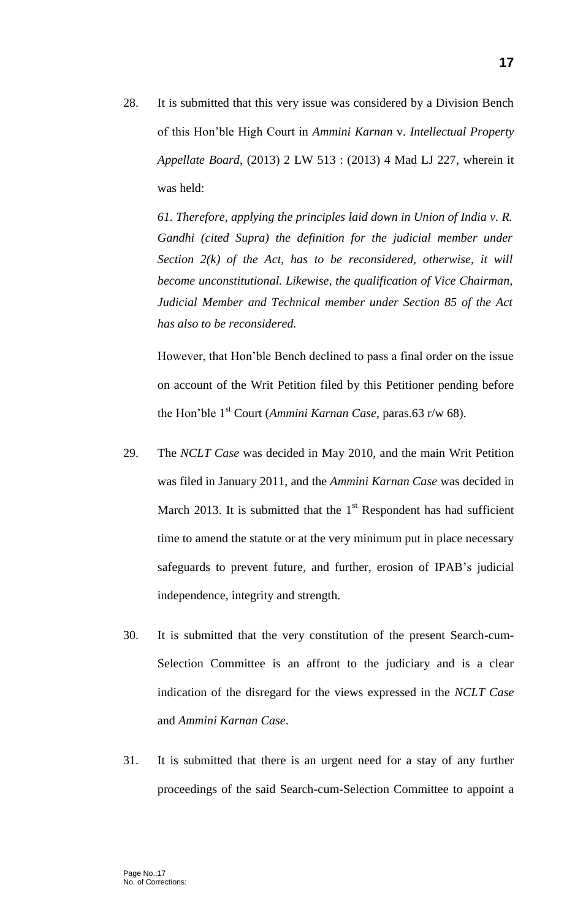28. It is submitted that this very issue was considered by a Division Bench of this Hon'ble High Court in *Ammini Karnan* v. *Intellectual Property Appellate Board*, (2013) 2 LW 513 : (2013) 4 Mad LJ 227, wherein it was held:

    *61. Therefore, applying the principles laid down in Union of India v. R. Gandhi (cited Supra) the definition for the judicial member under Section 2(k) of the Act, has to be reconsidered, otherwise, it will become unconstitutional. Likewise, the qualification of Vice Chairman, Judicial Member and Technical member under Section 85 of the Act has also to be reconsidered.*

    However, that Hon'ble Bench declined to pass a final order on the issue on account of the Writ Petition filed by this Petitioner pending before the Hon'ble 1st Court (*Ammini Karnan Case*, paras.63 r/w 68).

29. The *NCLT Case* was decided in May 2010, and the main Writ Petition was filed in January 2011, and the *Ammini Karnan Case* was decided in March 2013. It is submitted that the 1st Respondent has had sufficient time to amend the statute or at the very minimum put in place necessary safeguards to prevent future, and further, erosion of IPAB's judicial independence, integrity and strength.

30. It is submitted that the very constitution of the present Search-cum-Selection Committee is an affront to the judiciary and is a clear indication of the disregard for the views expressed in the *NCLT Case* and *Ammini Karnan Case*.

31. It is submitted that there is an urgent need for a stay of any further proceedings of the said Search-cum-Selection Committee to appoint a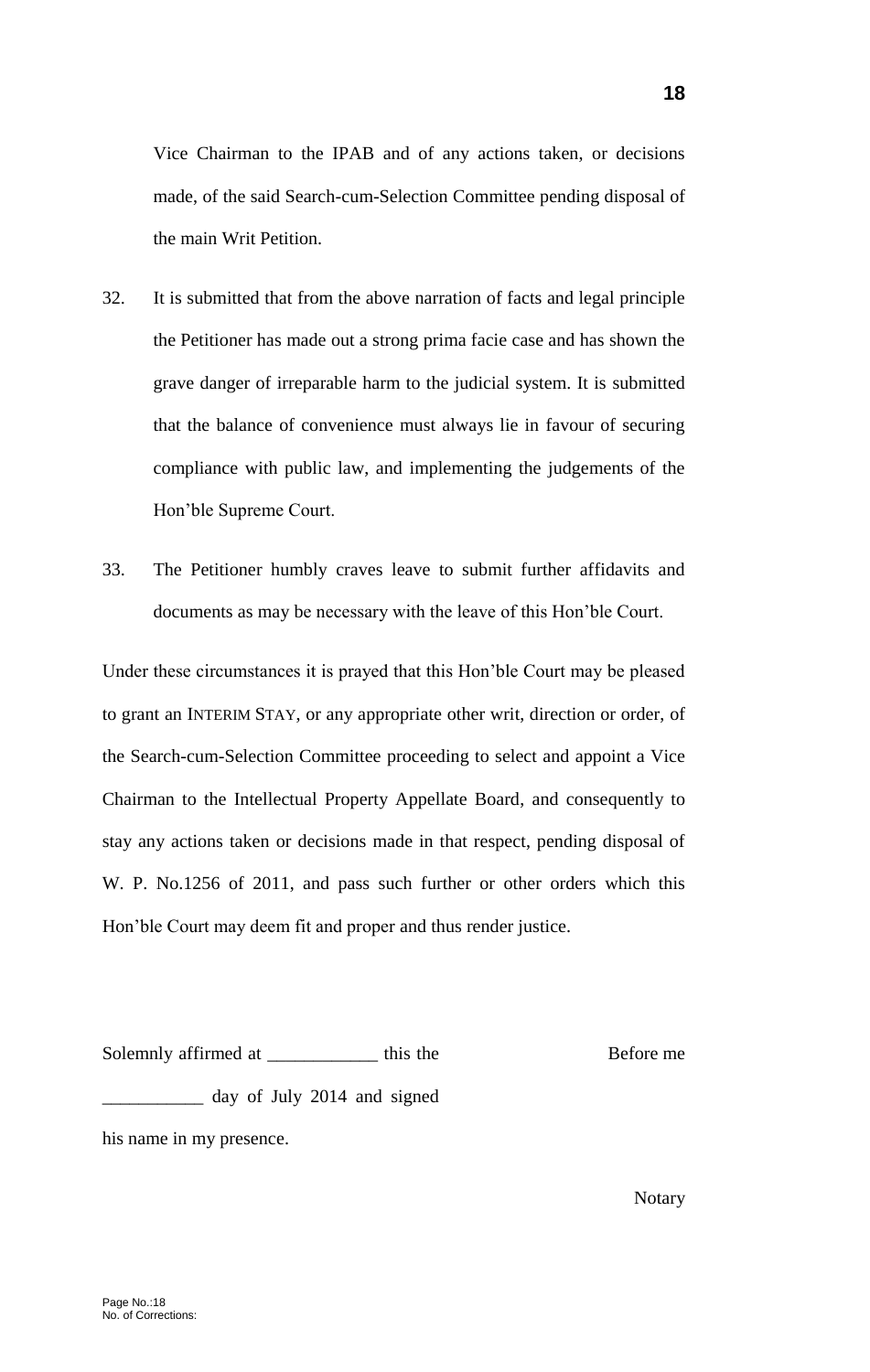Vice Chairman to the IPAB and of any actions taken, or decisions made, of the said Search-cum-Selection Committee pending disposal of the main Writ Petition.

32. It is submitted that from the above narration of facts and legal principle the Petitioner has made out a strong prima facie case and has shown the grave danger of irreparable harm to the judicial system. It is submitted that the balance of convenience must always lie in favour of securing compliance with public law, and implementing the judgements of the Hon'ble Supreme Court.

33. The Petitioner humbly craves leave to submit further affidavits and documents as may be necessary with the leave of this Hon'ble Court.

Under these circumstances it is prayed that this Hon'ble Court may be pleased to grant an INTERIM STAY, or any appropriate other writ, direction or order, of the Search-cum-Selection Committee proceeding to select and appoint a Vice Chairman to the Intellectual Property Appellate Board, and consequently to stay any actions taken or decisions made in that respect, pending disposal of W. P. No.1256 of 2011, and pass such further or other orders which this Hon'ble Court may deem fit and proper and thus render justice.

Solemnly affirmed at ____________ this the ___________ day of July 2014 and signed his name in my presence.

Before me

Notary

Page No.:18
No. of Corrections: